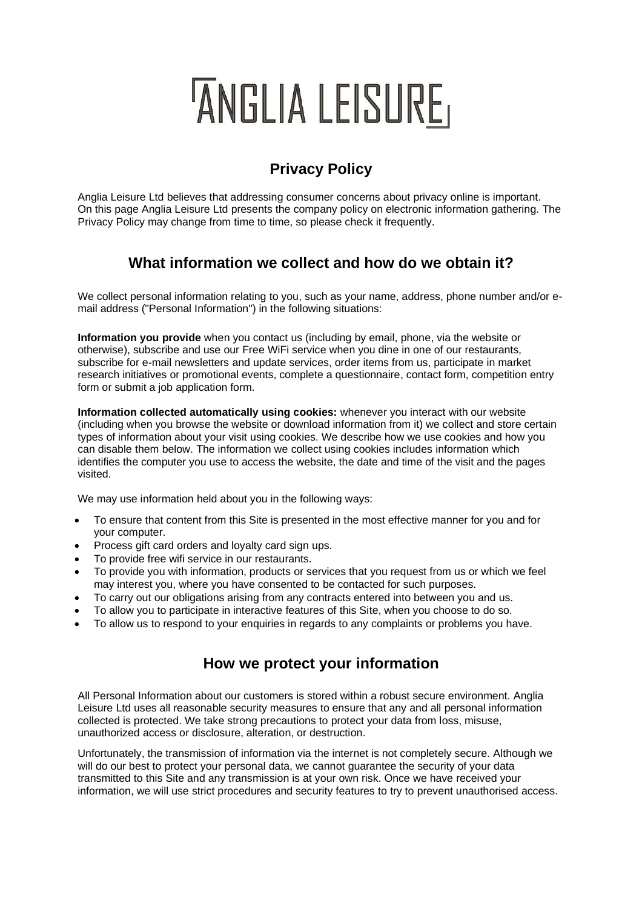# ANGLIA LEISURE

## Privacy Policy

Anglia Leisure Ltd believes that addressing consumer concerns about privacy online is important. On this page Anglia Leisure Ltd presents the company policy on electronic information gathering. The Privacy Policy may change from time to time, so please check it frequently.

## What information we collect and how do we obtain it?

We collect personal information relating to you, such as your name, address, phone number and/or e-mail address ("Personal Information") in the following situations:

**Information you provide** when you contact us (including by email, phone, via the website or otherwise), subscribe and use our Free WiFi service when you dine in one of our restaurants, subscribe for e-mail newsletters and update services, order items from us, participate in market research initiatives or promotional events, complete a questionnaire, contact form, competition entry form or submit a job application form.

**Information collected automatically using cookies:** whenever you interact with our website (including when you browse the website or download information from it) we collect and store certain types of information about your visit using cookies. We describe how we use cookies and how you can disable them below. The information we collect using cookies includes information which identifies the computer you use to access the website, the date and time of the visit and the pages visited.

We may use information held about you in the following ways:

- To ensure that content from this Site is presented in the most effective manner for you and for your computer.
- Process gift card orders and loyalty card sign ups.
- To provide free wifi service in our restaurants.
- To provide you with information, products or services that you request from us or which we feel may interest you, where you have consented to be contacted for such purposes.
- To carry out our obligations arising from any contracts entered into between you and us.
- To allow you to participate in interactive features of this Site, when you choose to do so.
- To allow us to respond to your enquiries in regards to any complaints or problems you have.

## How we protect your information

All Personal Information about our customers is stored within a robust secure environment. Anglia Leisure Ltd uses all reasonable security measures to ensure that any and all personal information collected is protected. We take strong precautions to protect your data from loss, misuse, unauthorized access or disclosure, alteration, or destruction.

Unfortunately, the transmission of information via the internet is not completely secure. Although we will do our best to protect your personal data, we cannot guarantee the security of your data transmitted to this Site and any transmission is at your own risk. Once we have received your information, we will use strict procedures and security features to try to prevent unauthorised access.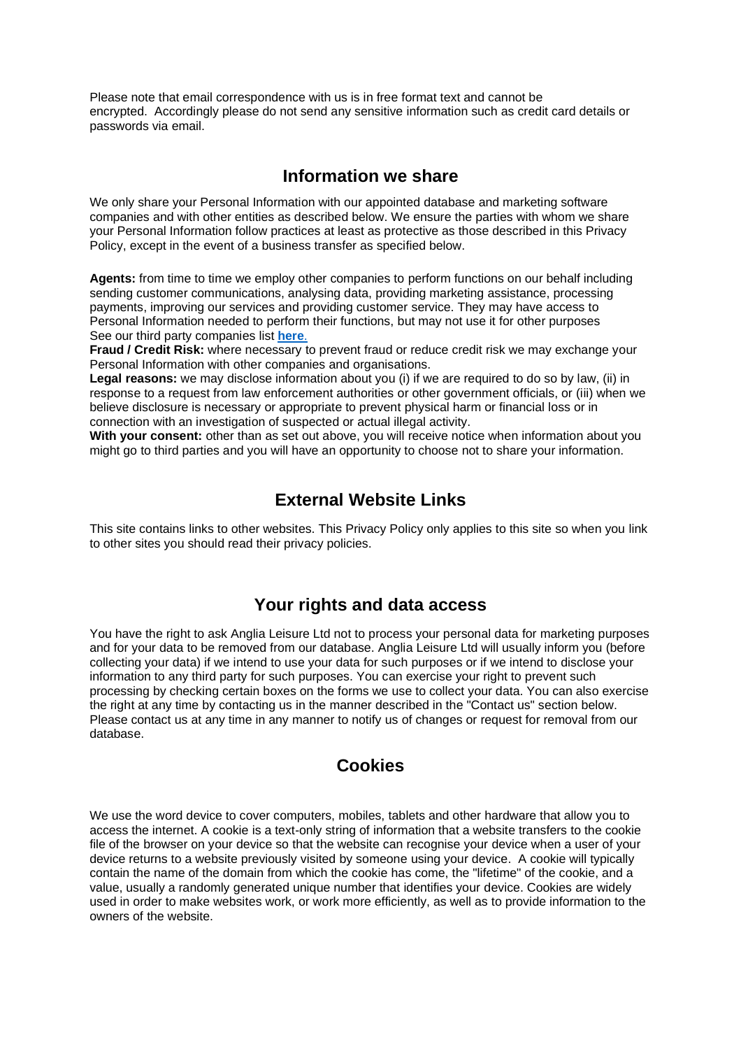Please note that email correspondence with us is in free format text and cannot be encrypted. Accordingly please do not send any sensitive information such as credit card details or passwords via email.

## Information we share

We only share your Personal Information with our appointed database and marketing software companies and with other entities as described below. We ensure the parties with whom we share your Personal Information follow practices at least as protective as those described in this Privacy Policy, except in the event of a business transfer as specified below.

**Agents:** from time to time we employ other companies to perform functions on our behalf including sending customer communications, analysing data, providing marketing assistance, processing payments, improving our services and providing customer service. They may have access to Personal Information needed to perform their functions, but may not use it for other purposes See our third party companies list **here**.
**Fraud / Credit Risk:** where necessary to prevent fraud or reduce credit risk we may exchange your Personal Information with other companies and organisations.
**Legal reasons:** we may disclose information about you (i) if we are required to do so by law, (ii) in response to a request from law enforcement authorities or other government officials, or (iii) when we believe disclosure is necessary or appropriate to prevent physical harm or financial loss or in connection with an investigation of suspected or actual illegal activity.
**With your consent:** other than as set out above, you will receive notice when information about you might go to third parties and you will have an opportunity to choose not to share your information.

## External Website Links

This site contains links to other websites. This Privacy Policy only applies to this site so when you link to other sites you should read their privacy policies.

## Your rights and data access

You have the right to ask Anglia Leisure Ltd not to process your personal data for marketing purposes and for your data to be removed from our database. Anglia Leisure Ltd will usually inform you (before collecting your data) if we intend to use your data for such purposes or if we intend to disclose your information to any third party for such purposes. You can exercise your right to prevent such processing by checking certain boxes on the forms we use to collect your data. You can also exercise the right at any time by contacting us in the manner described in the "Contact us" section below. Please contact us at any time in any manner to notify us of changes or request for removal from our database.

## Cookies

We use the word device to cover computers, mobiles, tablets and other hardware that allow you to access the internet. A cookie is a text-only string of information that a website transfers to the cookie file of the browser on your device so that the website can recognise your device when a user of your device returns to a website previously visited by someone using your device. A cookie will typically contain the name of the domain from which the cookie has come, the "lifetime" of the cookie, and a value, usually a randomly generated unique number that identifies your device. Cookies are widely used in order to make websites work, or work more efficiently, as well as to provide information to the owners of the website.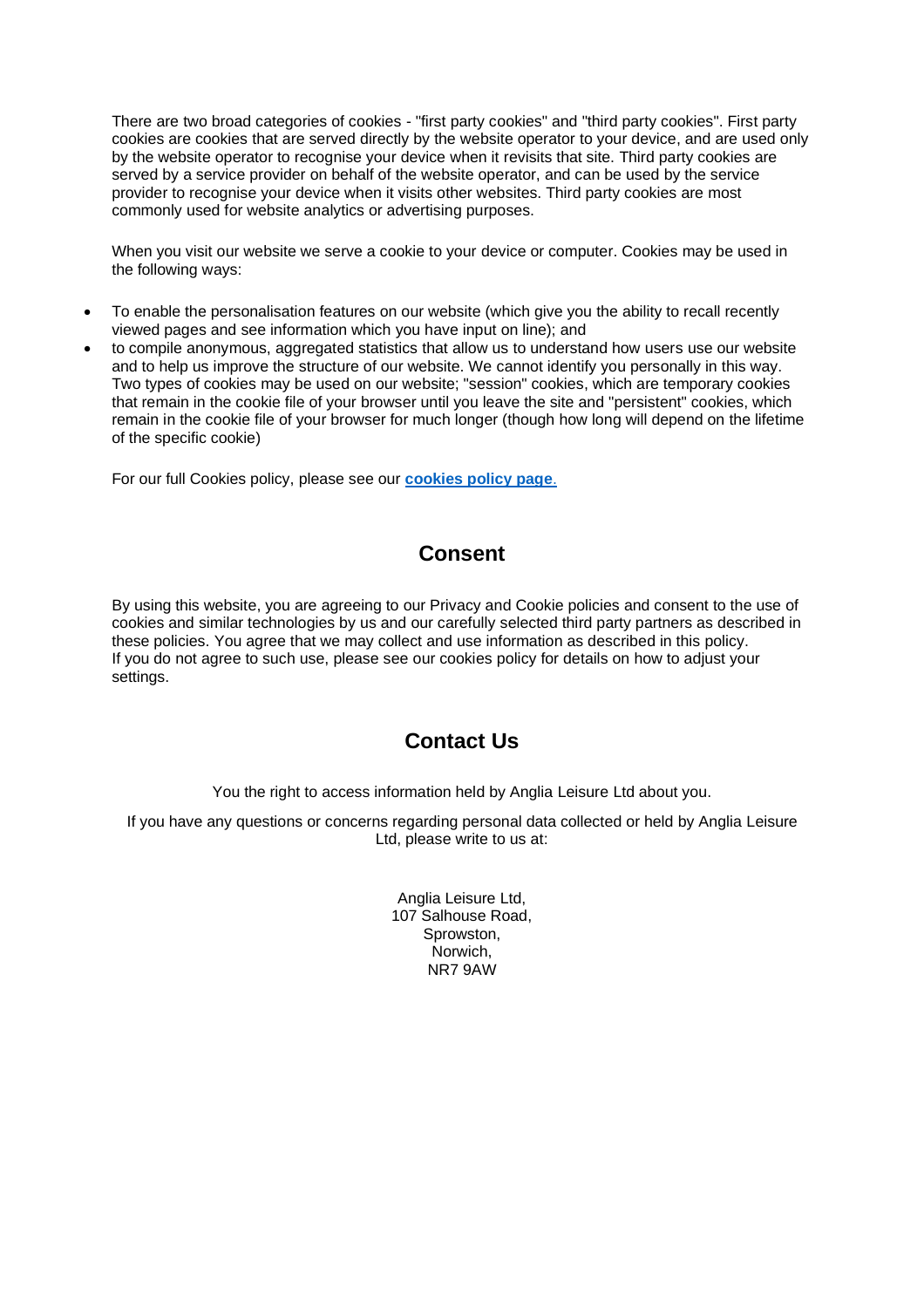There are two broad categories of cookies - "first party cookies" and "third party cookies". First party cookies are cookies that are served directly by the website operator to your device, and are used only by the website operator to recognise your device when it revisits that site. Third party cookies are served by a service provider on behalf of the website operator, and can be used by the service provider to recognise your device when it visits other websites. Third party cookies are most commonly used for website analytics or advertising purposes.

When you visit our website we serve a cookie to your device or computer. Cookies may be used in the following ways:

- To enable the personalisation features on our website (which give you the ability to recall recently viewed pages and see information which you have input on line); and
- to compile anonymous, aggregated statistics that allow us to understand how users use our website and to help us improve the structure of our website. We cannot identify you personally in this way. Two types of cookies may be used on our website; "session" cookies, which are temporary cookies that remain in the cookie file of your browser until you leave the site and "persistent" cookies, which remain in the cookie file of your browser for much longer (though how long will depend on the lifetime of the specific cookie)

For our full Cookies policy, please see our **cookies policy page**.

## Consent

By using this website, you are agreeing to our Privacy and Cookie policies and consent to the use of cookies and similar technologies by us and our carefully selected third party partners as described in these policies. You agree that we may collect and use information as described in this policy.
If you do not agree to such use, please see our cookies policy for details on how to adjust your settings.

## Contact Us

You the right to access information held by Anglia Leisure Ltd about you.

If you have any questions or concerns regarding personal data collected or held by Anglia Leisure Ltd, please write to us at:

Anglia Leisure Ltd,
107 Salhouse Road,
Sprowston,
Norwich,
NR7 9AW